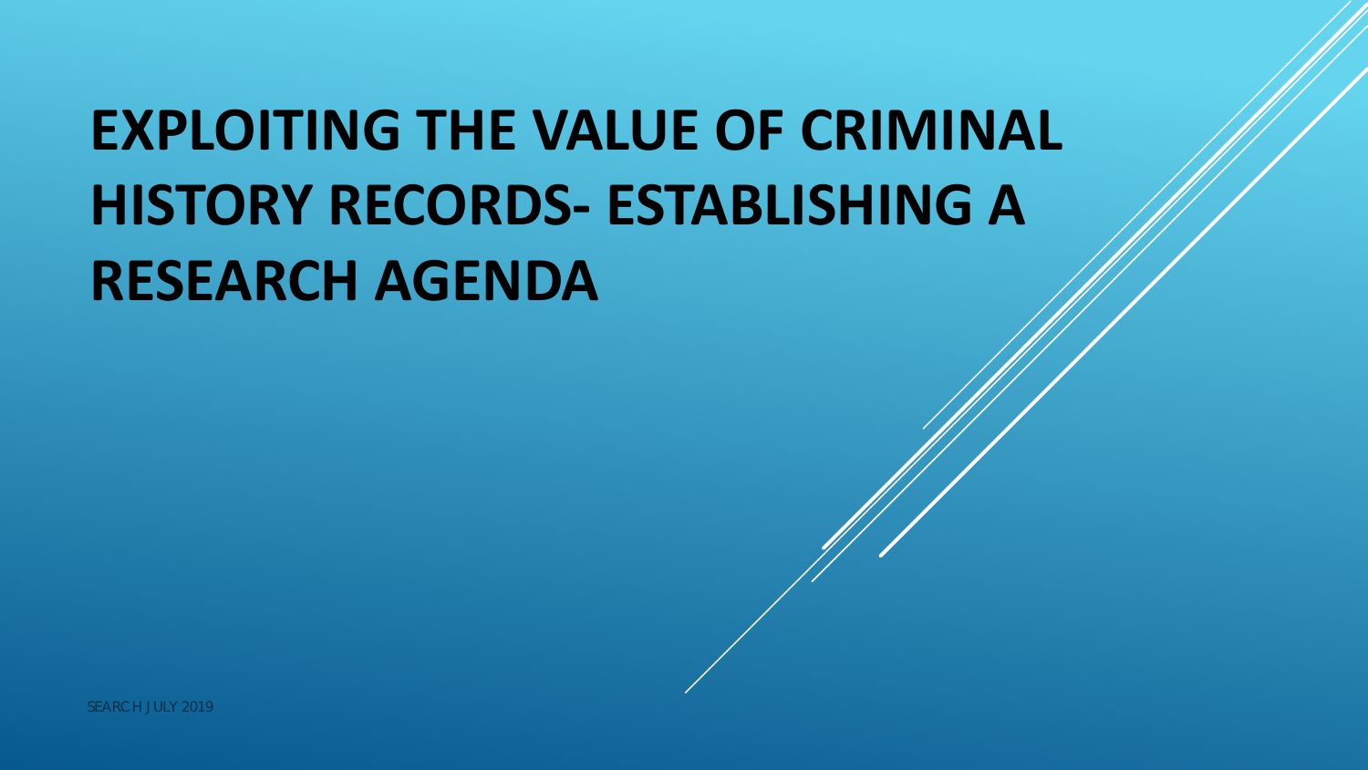# EXPLOITING THE VALUE OF CRIMINAL HISTORY RECORDS- ESTABLISHING A RESEARCH AGENDA

SEARCH JULY 2019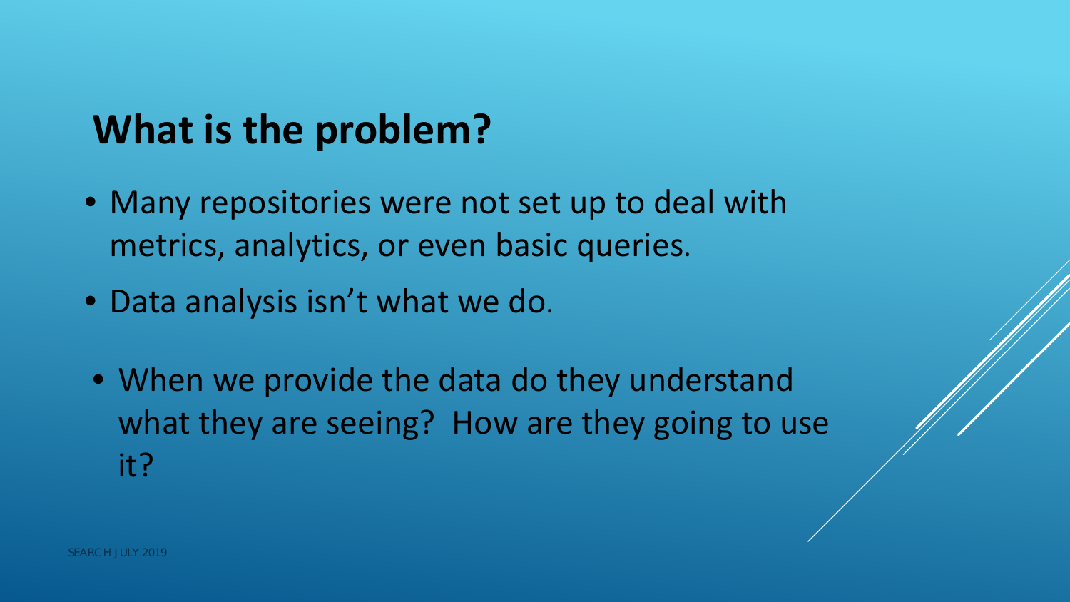## What is the problem?

- Many repositories were not set up to deal with metrics, analytics, or even basic queries.
- Data analysis isn't what we do.
- When we provide the data do they understand what they are seeing? How are they going to use it?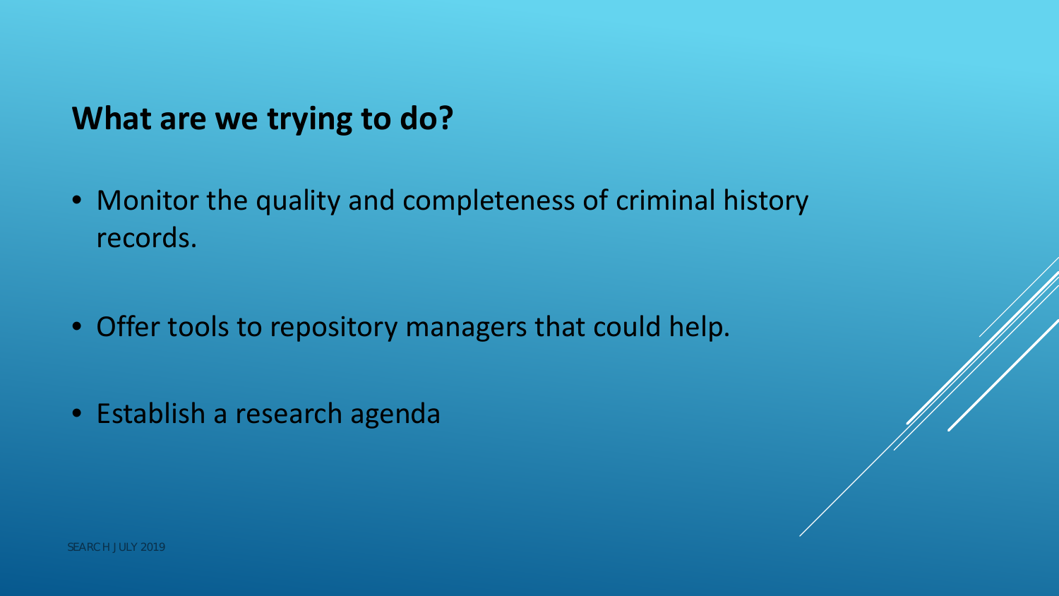## What are we trying to do?

- Monitor the quality and completeness of criminal history records.
- Offer tools to repository managers that could help.
- Establish a research agenda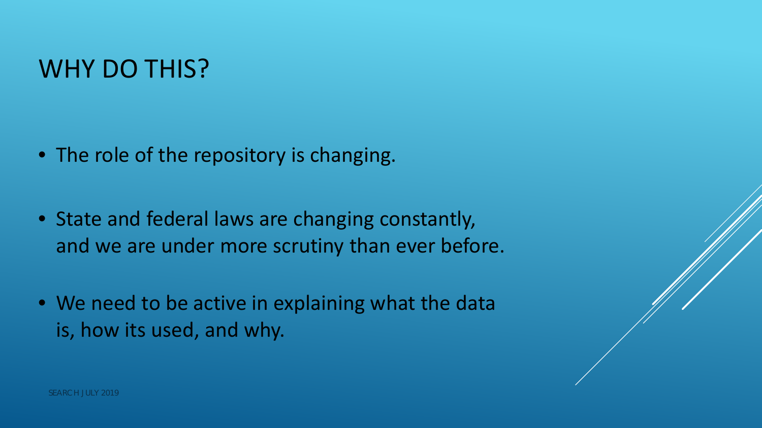# WHY DO THIS?

- The role of the repository is changing.
- State and federal laws are changing constantly, and we are under more scrutiny than ever before.
- We need to be active in explaining what the data is, how its used, and why.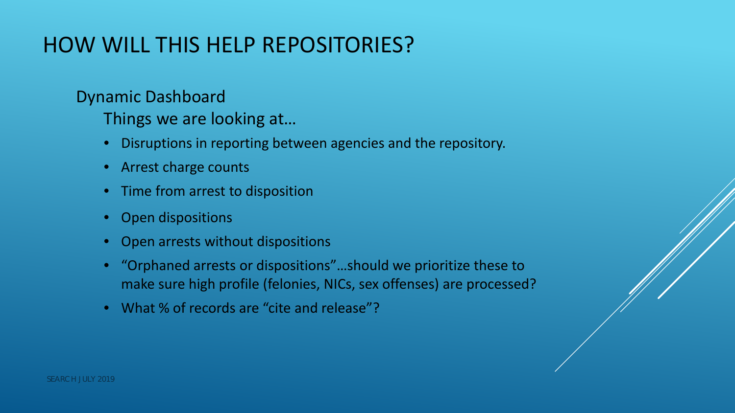# HOW WILL THIS HELP REPOSITORIES?

Dynamic Dashboard

Things we are looking at…

- Disruptions in reporting between agencies and the repository.
- Arrest charge counts
- Time from arrest to disposition
- Open dispositions
- Open arrests without dispositions
- "Orphaned arrests or dispositions"…should we prioritize these to make sure high profile (felonies, NICs, sex offenses) are processed?
- What % of records are "cite and release"?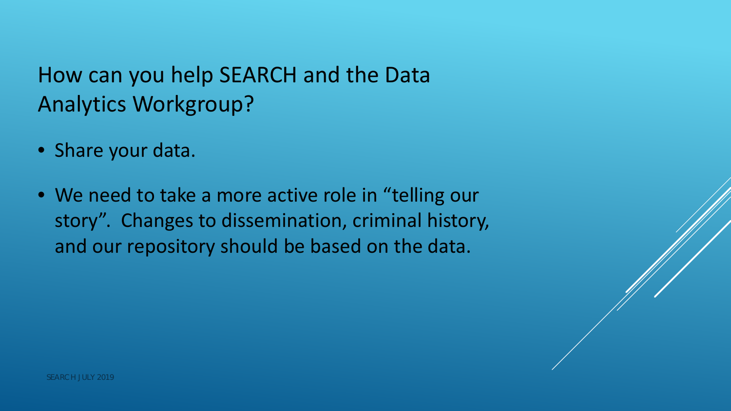# How can you help SEARCH and the Data Analytics Workgroup?

- Share your data.
- We need to take a more active role in "telling our story". Changes to dissemination, criminal history, and our repository should be based on the data.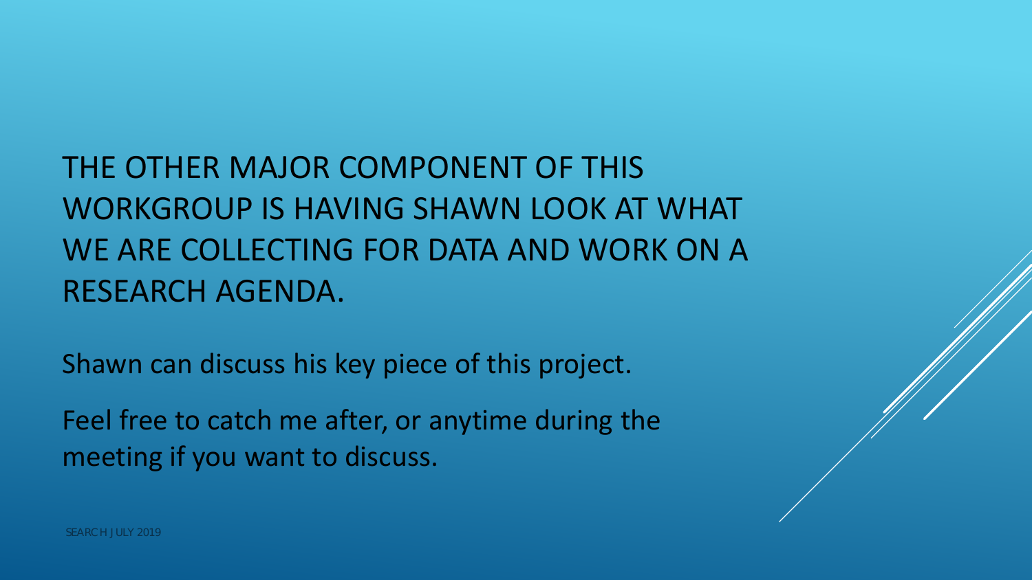# THE OTHER MAJOR COMPONENT OF THIS WORKGROUP IS HAVING SHAWN LOOK AT WHAT WE ARE COLLECTING FOR DATA AND WORK ON A RESEARCH AGENDA.

Shawn can discuss his key piece of this project.

Feel free to catch me after, or anytime during the meeting if you want to discuss.